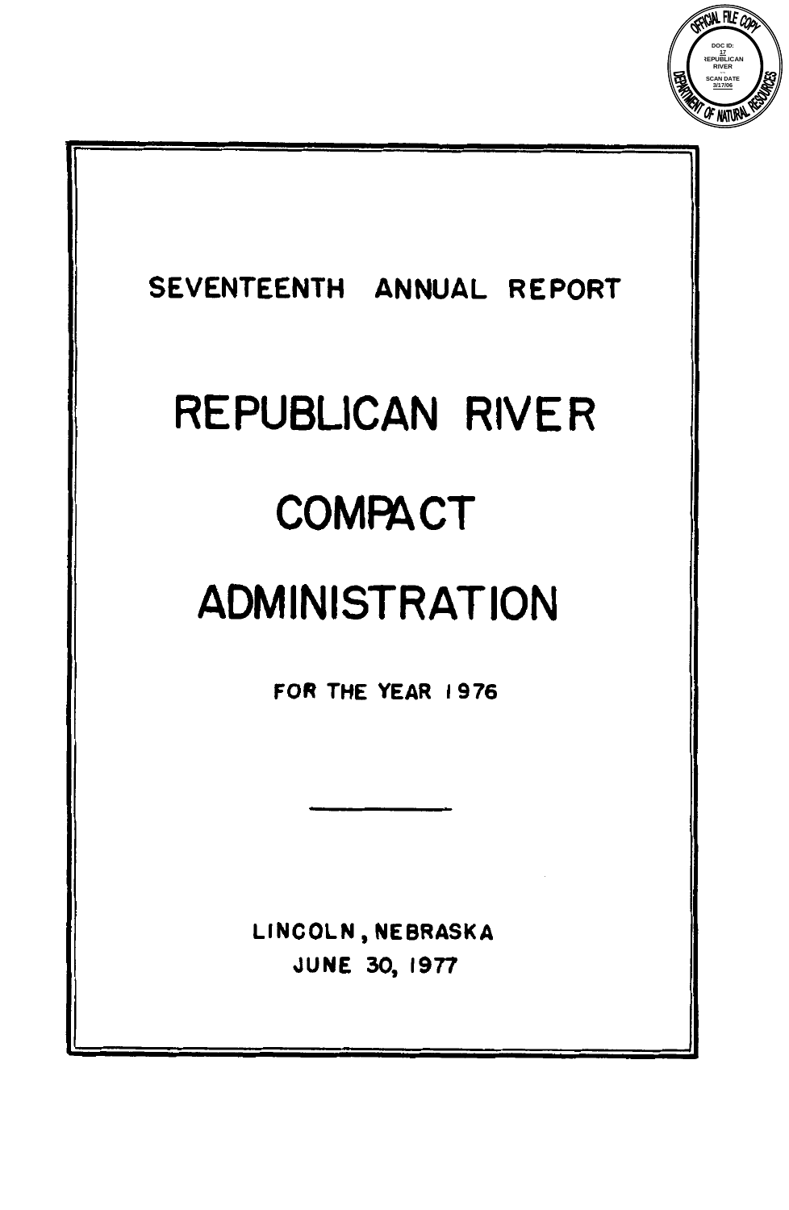SEVENTEENTH ANNUAL REPORT

# REPUBLICAN RIVER

# COMPACT

# ADMINISTRATION

FOR THE YEAR 1976

---

LINCOLN, NEBRASKA

JUNE 30, 1977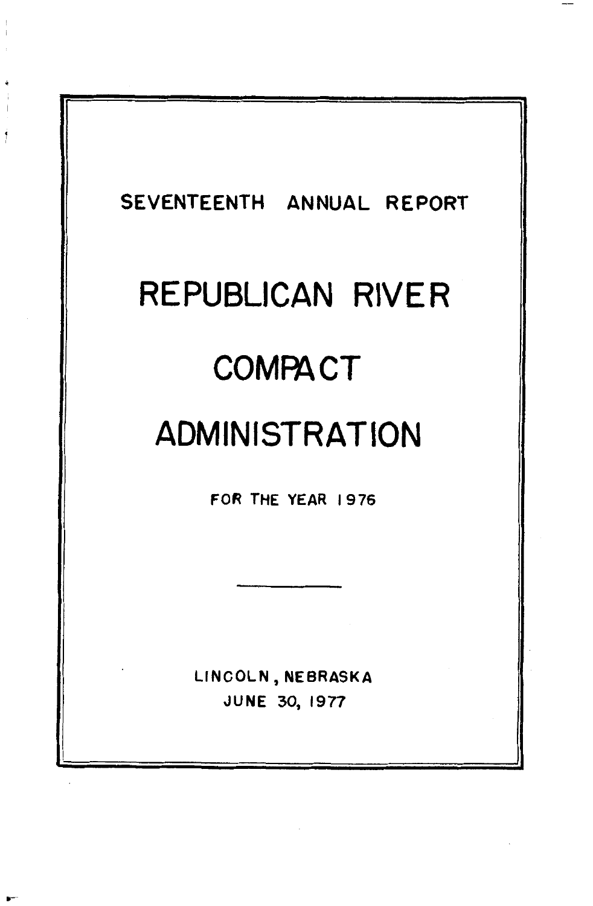SEVENTEENTH ANNUAL REPORT

# REPUBLICAN RIVER

# COMPACT

# ADMINISTRATION

FOR THE YEAR 1976

---

LINCOLN, NEBRASKA

JUNE 30, 1977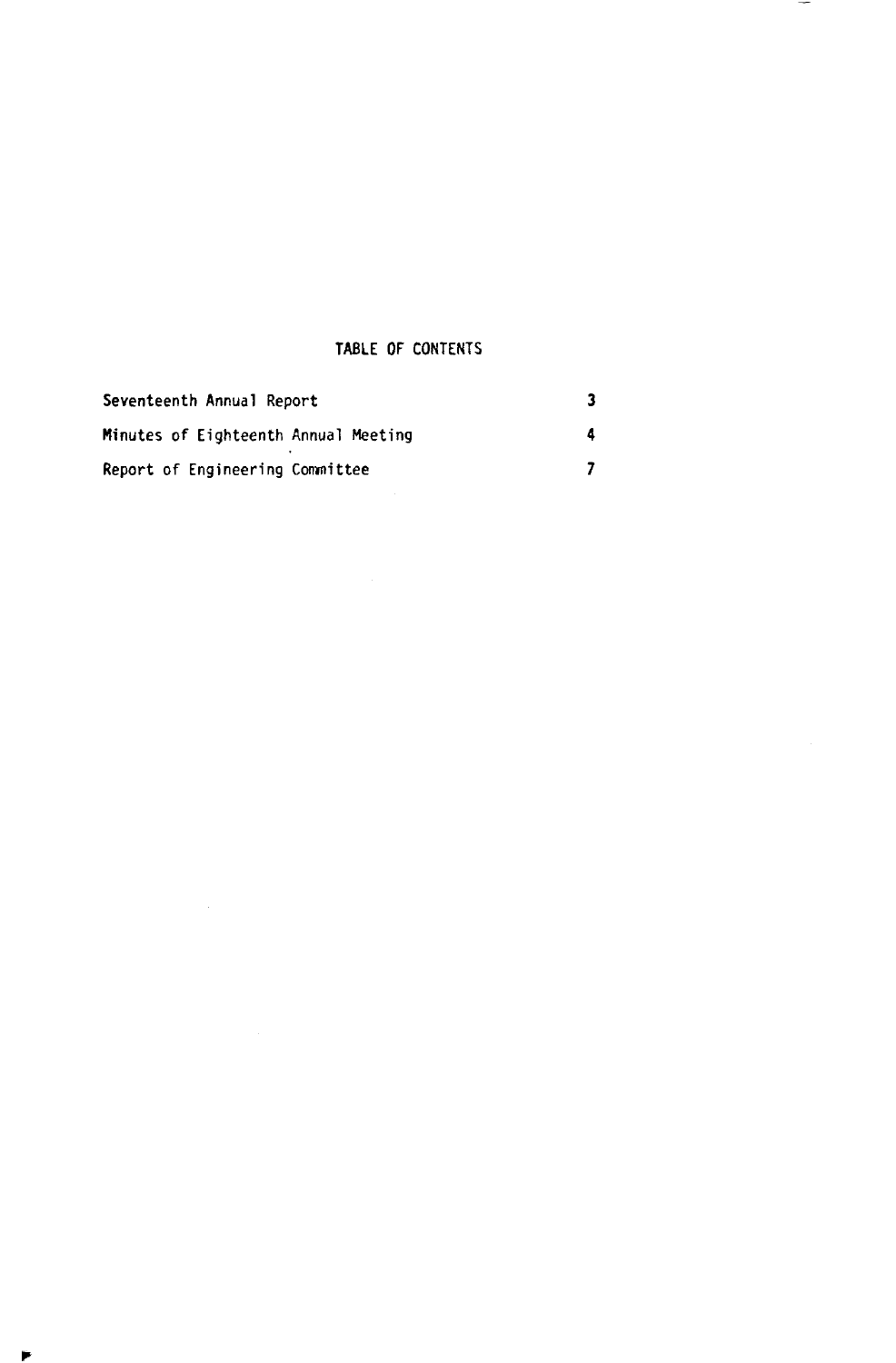# TABLE OF CONTENTS

| | |
|---|---|
| Seventeenth Annual Report | 3 |
| Minutes of Eighteenth Annual Meeting | 4 |
| Report of Engineering Committee | 7 |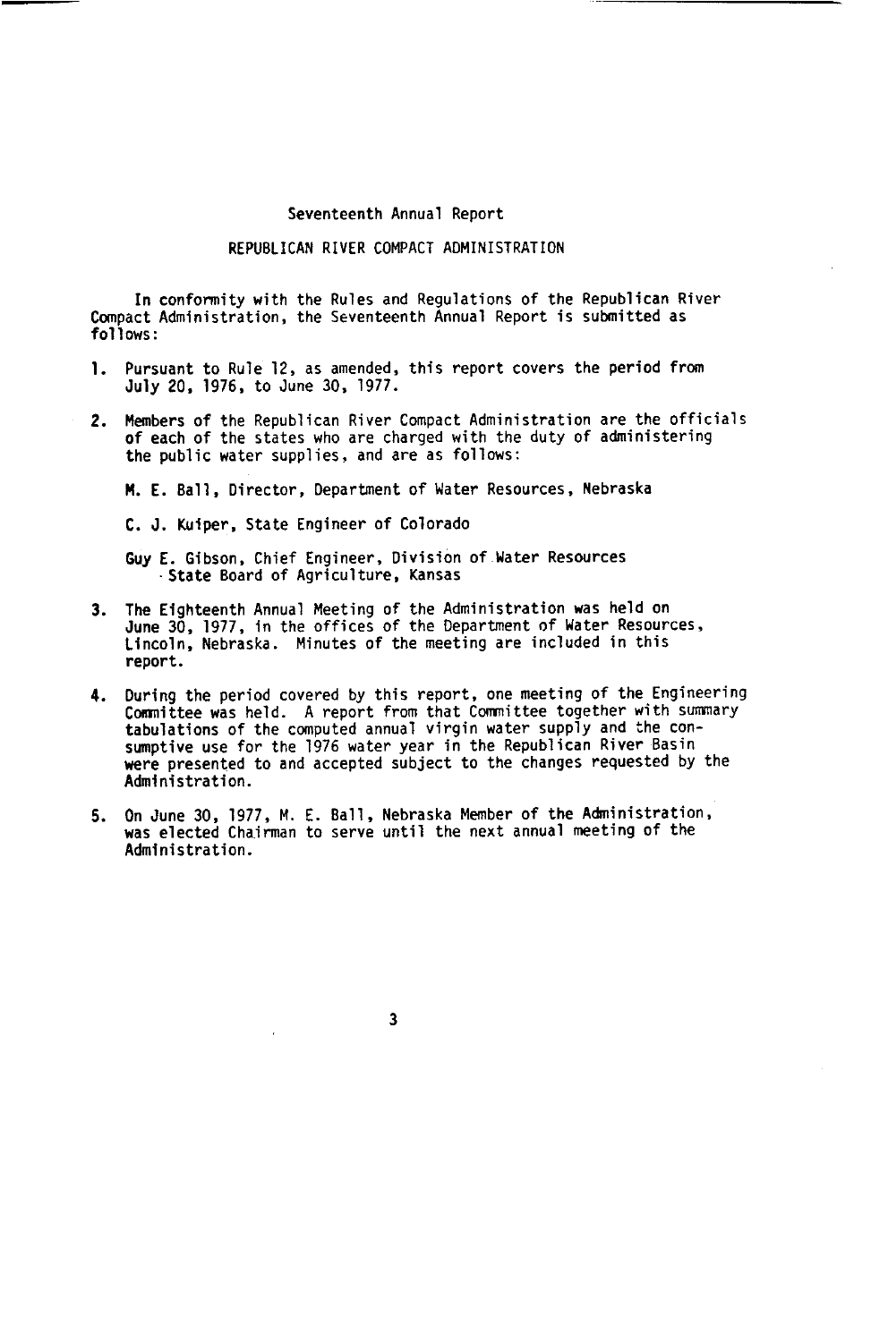# Seventeenth Annual Report

## REPUBLICAN RIVER COMPACT ADMINISTRATION

In conformity with the Rules and Regulations of the Republican River Compact Administration, the Seventeenth Annual Report is submitted as follows:

1. Pursuant to Rule 12, as amended, this report covers the period from July 20, 1976, to June 30, 1977.

2. Members of the Republican River Compact Administration are the officials of each of the states who are charged with the duty of administering the public water supplies, and are as follows:

   M. E. Ball, Director, Department of Water Resources, Nebraska

   C. J. Kuiper, State Engineer of Colorado

   Guy E. Gibson, Chief Engineer, Division of Water Resources
   State Board of Agriculture, Kansas

3. The Eighteenth Annual Meeting of the Administration was held on June 30, 1977, in the offices of the Department of Water Resources, Lincoln, Nebraska. Minutes of the meeting are included in this report.

4. During the period covered by this report, one meeting of the Engineering Committee was held. A report from that Committee together with summary tabulations of the computed annual virgin water supply and the consumptive use for the 1976 water year in the Republican River Basin were presented to and accepted subject to the changes requested by the Administration.

5. On June 30, 1977, M. E. Ball, Nebraska Member of the Administration, was elected Chairman to serve until the next annual meeting of the Administration.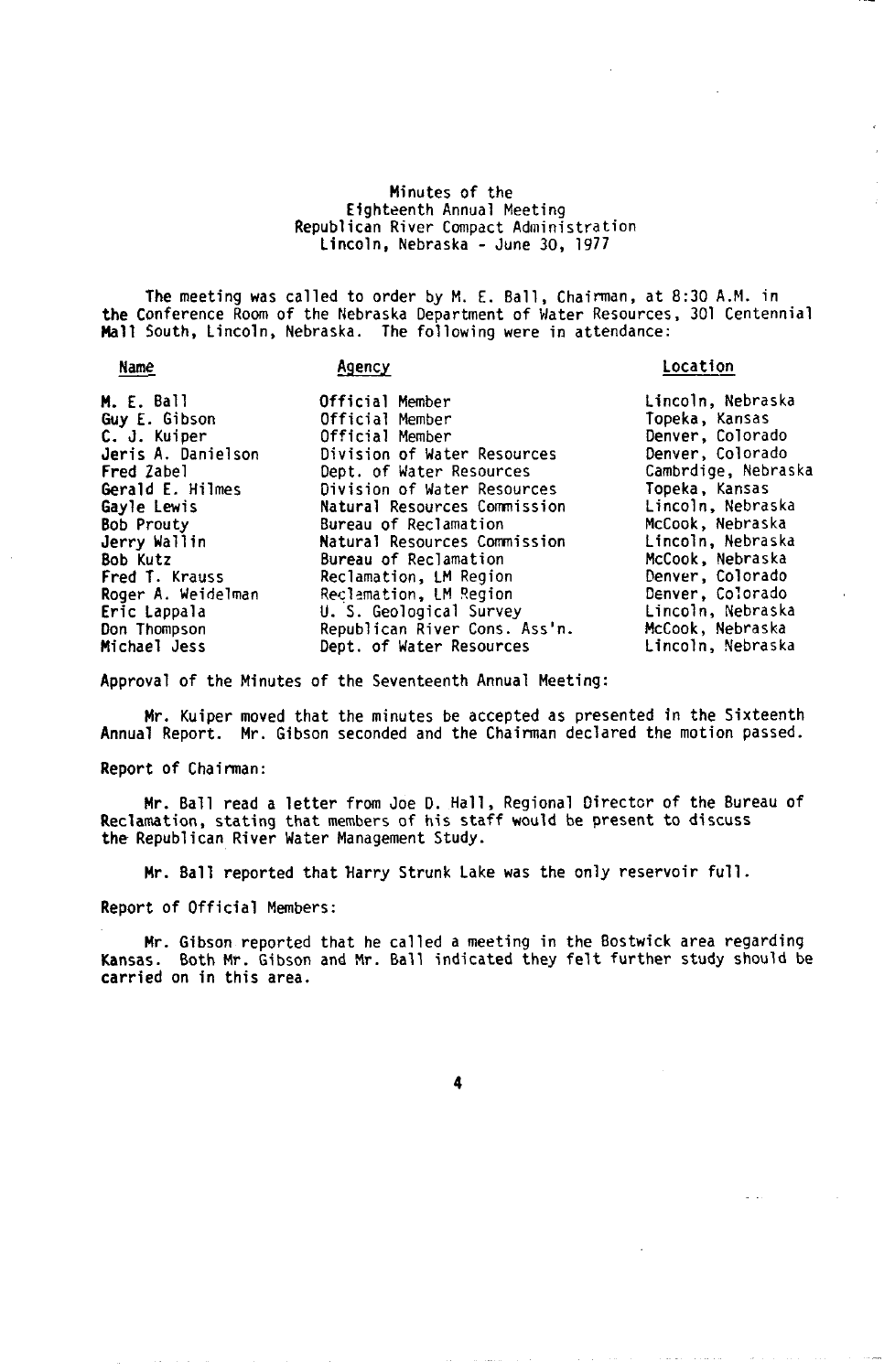Minutes of the
Eighteenth Annual Meeting
Republican River Compact Administration
Lincoln, Nebraska - June 30, 1977

The meeting was called to order by M. E. Ball, Chairman, at 8:30 A.M. in the Conference Room of the Nebraska Department of Water Resources, 301 Centennial Mall South, Lincoln, Nebraska. The following were in attendance:

| Name | Agency | Location |
|---|---|---|
| M. E. Ball | Official Member | Lincoln, Nebraska |
| Guy E. Gibson | Official Member | Topeka, Kansas |
| C. J. Kuiper | Official Member | Denver, Colorado |
| Jeris A. Danielson | Division of Water Resources | Denver, Colorado |
| Fred Zabel | Dept. of Water Resources | Cambrdige, Nebraska |
| Gerald E. Hilmes | Division of Water Resources | Topeka, Kansas |
| Gayle Lewis | Natural Resources Commission | Lincoln, Nebraska |
| Bob Prouty | Bureau of Reclamation | McCook, Nebraska |
| Jerry Wallin | Natural Resources Commission | Lincoln, Nebraska |
| Bob Kutz | Bureau of Reclamation | McCook, Nebraska |
| Fred T. Krauss | Reclamation, LM Region | Denver, Colorado |
| Roger A. Weidelman | Reclamation, LM Region | Denver, Colorado |
| Eric Lappala | U. S. Geological Survey | Lincoln, Nebraska |
| Don Thompson | Republican River Cons. Ass'n. | McCook, Nebraska |
| Michael Jess | Dept. of Water Resources | Lincoln, Nebraska |

Approval of the Minutes of the Seventeenth Annual Meeting:

Mr. Kuiper moved that the minutes be accepted as presented in the Sixteenth Annual Report. Mr. Gibson seconded and the Chairman declared the motion passed.

Report of Chairman:

Mr. Ball read a letter from Joe D. Hall, Regional Director of the Bureau of Reclamation, stating that members of his staff would be present to discuss the Republican River Water Management Study.

Mr. Ball reported that Harry Strunk Lake was the only reservoir full.

Report of Official Members:

Mr. Gibson reported that he called a meeting in the Bostwick area regarding Kansas. Both Mr. Gibson and Mr. Ball indicated they felt further study should be carried on in this area.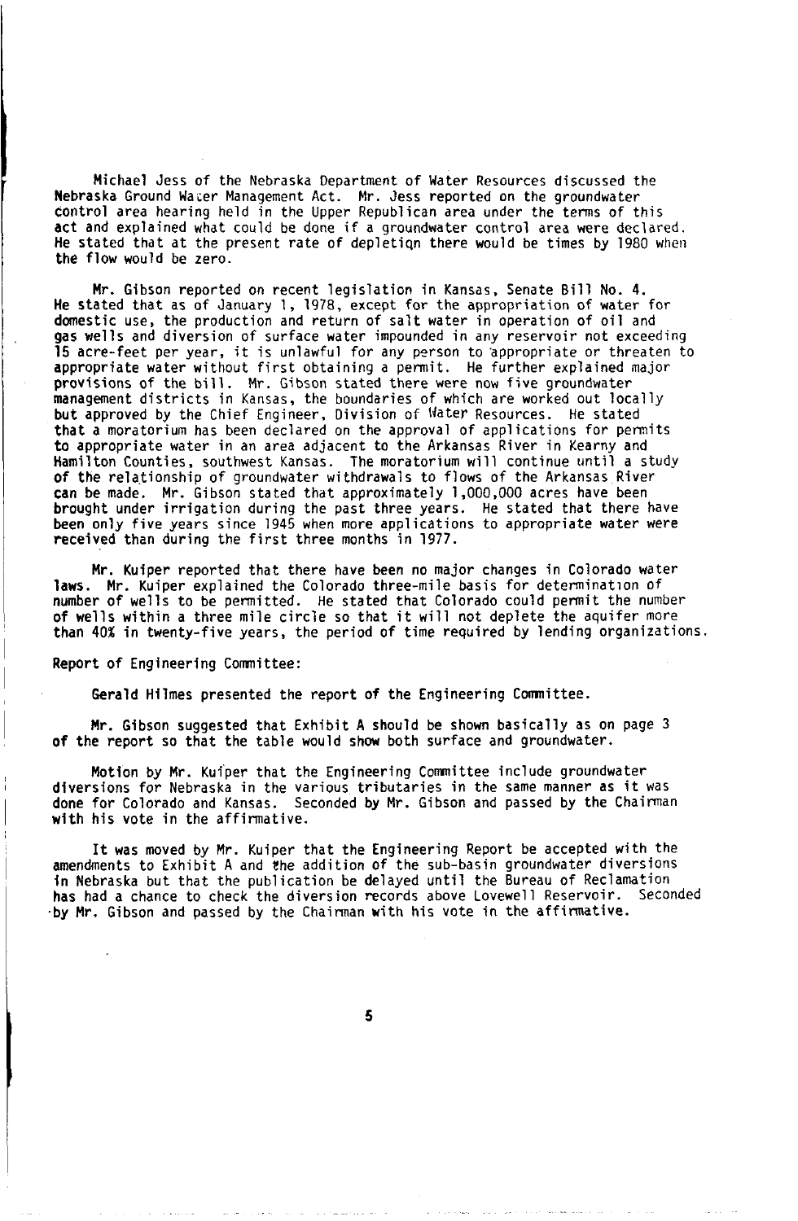Michael Jess of the Nebraska Department of Water Resources discussed the Nebraska Ground Water Management Act. Mr. Jess reported on the groundwater control area hearing held in the Upper Republican area under the terms of this act and explained what could be done if a groundwater control area were declared. He stated that at the present rate of depletion there would be times by 1980 when the flow would be zero.

Mr. Gibson reported on recent legislation in Kansas, Senate Bill No. 4. He stated that as of January 1, 1978, except for the appropriation of water for domestic use, the production and return of salt water in operation of oil and gas wells and diversion of surface water impounded in any reservoir not exceeding 15 acre-feet per year, it is unlawful for any person to appropriate or threaten to appropriate water without first obtaining a permit. He further explained major provisions of the bill. Mr. Gibson stated there were now five groundwater management districts in Kansas, the boundaries of which are worked out locally but approved by the Chief Engineer, Division of Water Resources. He stated that a moratorium has been declared on the approval of applications for permits to appropriate water in an area adjacent to the Arkansas River in Kearny and Hamilton Counties, southwest Kansas. The moratorium will continue until a study of the relationship of groundwater withdrawals to flows of the Arkansas River can be made. Mr. Gibson stated that approximately 1,000,000 acres have been brought under irrigation during the past three years. He stated that there have been only five years since 1945 when more applications to appropriate water were received than during the first three months in 1977.

Mr. Kuiper reported that there have been no major changes in Colorado water laws. Mr. Kuiper explained the Colorado three-mile basis for determination of number of wells to be permitted. He stated that Colorado could permit the number of wells within a three mile circle so that it will not deplete the aquifer more than 40% in twenty-five years, the period of time required by lending organizations.

Report of Engineering Committee:

Gerald Hilmes presented the report of the Engineering Committee.

Mr. Gibson suggested that Exhibit A should be shown basically as on page 3 of the report so that the table would show both surface and groundwater.

Motion by Mr. Kuiper that the Engineering Committee include groundwater diversions for Nebraska in the various tributaries in the same manner as it was done for Colorado and Kansas. Seconded by Mr. Gibson and passed by the Chairman with his vote in the affirmative.

It was moved by Mr. Kuiper that the Engineering Report be accepted with the amendments to Exhibit A and the addition of the sub-basin groundwater diversions in Nebraska but that the publication be delayed until the Bureau of Reclamation has had a chance to check the diversion records above Lovewell Reservoir. Seconded by Mr. Gibson and passed by the Chairman with his vote in the affirmative.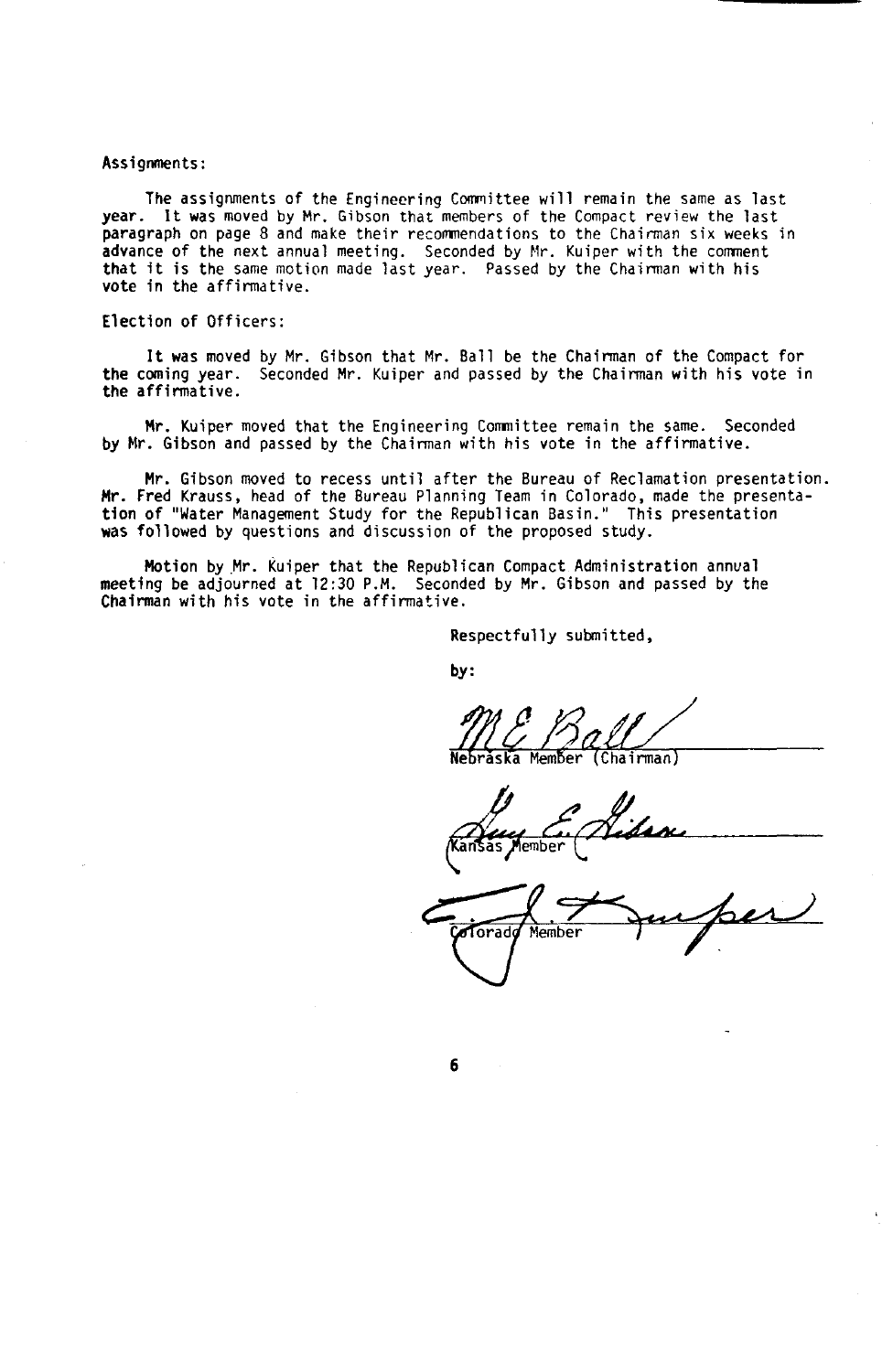Assignments:

The assignments of the Engineering Committee will remain the same as last year. It was moved by Mr. Gibson that members of the Compact review the last paragraph on page 8 and make their recommendations to the Chairman six weeks in advance of the next annual meeting. Seconded by Mr. Kuiper with the comment that it is the same motion made last year. Passed by the Chairman with his vote in the affirmative.

Election of Officers:

It was moved by Mr. Gibson that Mr. Ball be the Chairman of the Compact for the coming year. Seconded Mr. Kuiper and passed by the Chairman with his vote in the affirmative.

Mr. Kuiper moved that the Engineering Committee remain the same. Seconded by Mr. Gibson and passed by the Chairman with his vote in the affirmative.

Mr. Gibson moved to recess until after the Bureau of Reclamation presentation. Mr. Fred Krauss, head of the Bureau Planning Team in Colorado, made the presentation of "Water Management Study for the Republican Basin." This presentation was followed by questions and discussion of the proposed study.

Motion by Mr. Kuiper that the Republican Compact Administration annual meeting be adjourned at 12:30 P.M. Seconded by Mr. Gibson and passed by the Chairman with his vote in the affirmative.

Respectfully submitted,

by:

M E Ball
Nebraska Member (Chairman)

Guy E. Gibson
Kansas Member

J. J. Kuiper
Colorado Member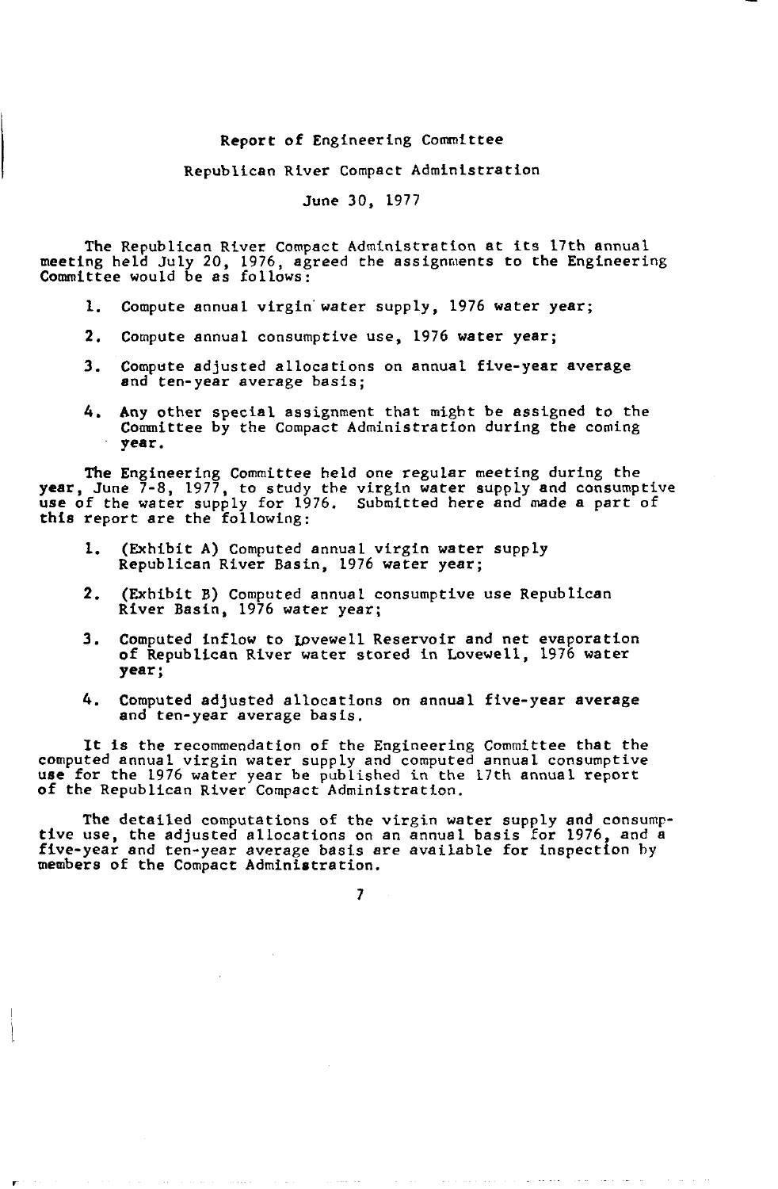# Report of Engineering Committee

## Republican River Compact Administration

### June 30, 1977

The Republican River Compact Administration at its 17th annual meeting held July 20, 1976, agreed the assignments to the Engineering Committee would be as follows:

1. Compute annual virgin water supply, 1976 water year;
2. Compute annual consumptive use, 1976 water year;
3. Compute adjusted allocations on annual five-year average and ten-year average basis;
4. Any other special assignment that might be assigned to the Committee by the Compact Administration during the coming year.

The Engineering Committee held one regular meeting during the year, June 7-8, 1977, to study the virgin water supply and consumptive use of the water supply for 1976. Submitted here and made a part of this report are the following:

1. (Exhibit A) Computed annual virgin water supply Republican River Basin, 1976 water year;
2. (Exhibit B) Computed annual consumptive use Republican River Basin, 1976 water year;
3. Computed inflow to Lovewell Reservoir and net evaporation of Republican River water stored in Lovewell, 1976 water year;
4. Computed adjusted allocations on annual five-year average and ten-year average basis.

It is the recommendation of the Engineering Committee that the computed annual virgin water supply and computed annual consumptive use for the 1976 water year be published in the 17th annual report of the Republican River Compact Administration.

The detailed computations of the virgin water supply and consumptive use, the adjusted allocations on an annual basis for 1976, and a five-year and ten-year average basis are available for inspection by members of the Compact Administration.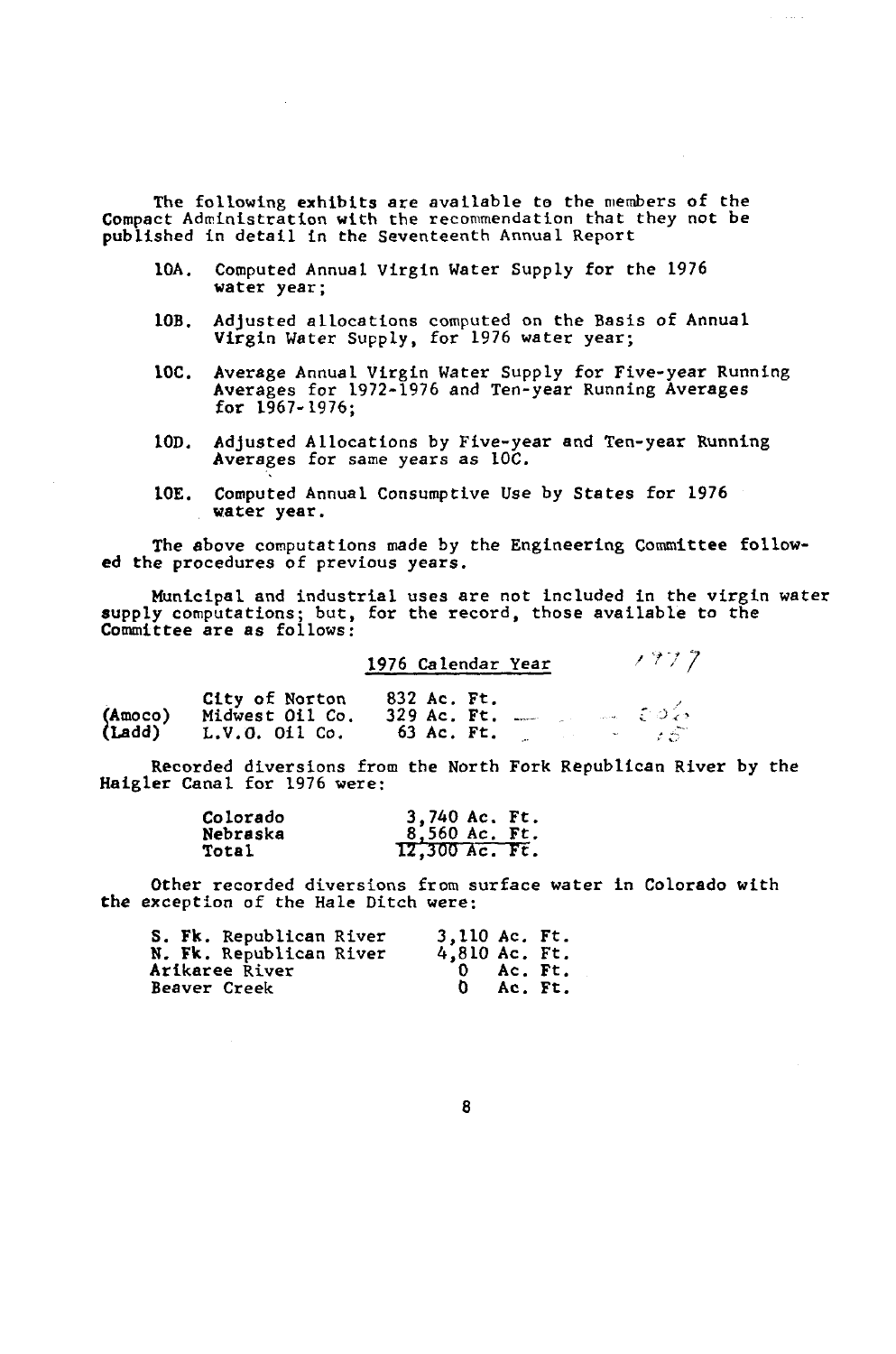The following exhibits are available to the members of the Compact Administration with the recommendation that they not be published in detail in the Seventeenth Annual Report

- 10A. Computed Annual Virgin Water Supply for the 1976 water year;
- 10B. Adjusted allocations computed on the Basis of Annual Virgin Water Supply, for 1976 water year;
- 10C. Average Annual Virgin Water Supply for Five-year Running Averages for 1972-1976 and Ten-year Running Averages for 1967-1976;
- 10D. Adjusted Allocations by Five-year and Ten-year Running Averages for same years as 10C.
- 10E. Computed Annual Consumptive Use by States for 1976 water year.

The above computations made by the Engineering Committee followed the procedures of previous years.

Municipal and industrial uses are not included in the virgin water supply computations; but, for the record, those available to the Committee are as follows:

| | | 1976 Calendar Year | 1977 |
|---|---|---|---|
| | City of Norton | 832 Ac. Ft. | |
| (Amoco) | Midwest Oil Co. | 329 Ac. Ft. | 306 |
| (Ladd) | L.V.O. Oil Co. | 63 Ac. Ft. | 15 |

Recorded diversions from the North Fork Republican River by the Haigler Canal for 1976 were:

| | |
|---|---|
| Colorado | 3,740 Ac. Ft. |
| Nebraska | 8,560 Ac. Ft. |
| Total | 12,300 Ac. Ft. |

Other recorded diversions from surface water in Colorado with the exception of the Hale Ditch were:

| | |
|---|---|
| S. Fk. Republican River | 3,110 Ac. Ft. |
| N. Fk. Republican River | 4,810 Ac. Ft. |
| Arikaree River | 0 Ac. Ft. |
| Beaver Creek | 0 Ac. Ft. |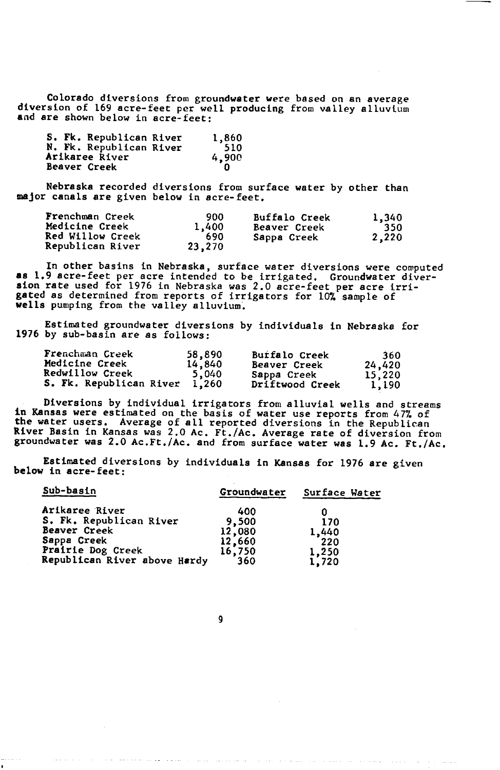Colorado diversions from groundwater were based on an average diversion of 169 acre-feet per well producing from valley alluvium and are shown below in acre-feet:

| | |
|---|---|
| S. Fk. Republican River | 1,860 |
| N. Fk. Republican River | 510 |
| Arikaree River | 4,900 |
| Beaver Creek | 0 |

Nebraska recorded diversions from surface water by other than major canals are given below in acre-feet.

| | | | |
|---|---|---|---|
| Frenchman Creek | 900 | Buffalo Creek | 1,340 |
| Medicine Creek | 1,400 | Beaver Creek | 350 |
| Red Willow Creek | 690 | Sappa Creek | 2,220 |
| Republican River | 23,270 | | |

In other basins in Nebraska, surface water diversions were computed as 1.9 acre-feet per acre intended to be irrigated. Groundwater diversion rate used for 1976 in Nebraska was 2.0 acre-feet per acre irrigated as determined from reports of irrigators for 10% sample of wells pumping from the valley alluvium.

Estimated groundwater diversions by individuals in Nebraska for 1976 by sub-basin are as follows:

| | | | |
|---|---|---|---|
| Frenchman Creek | 58,890 | Buffalo Creek | 360 |
| Medicine Creek | 14,840 | Beaver Creek | 24,420 |
| Redwillow Creek | 5,040 | Sappa Creek | 15,220 |
| S. Fk. Republican River | 1,260 | Driftwood Creek | 1,190 |

Diversions by individual irrigators from alluvial wells and streams in Kansas were estimated on the basis of water use reports from 47% of the water users. Average of all reported diversions in the Republican River Basin in Kansas was 2.0 Ac. Ft./Ac. Average rate of diversion from groundwater was 2.0 Ac.Ft./Ac. and from surface water was 1.9 Ac. Ft./Ac.

Estimated diversions by individuals in Kansas for 1976 are given below in acre-feet:

| Sub-basin | Groundwater | Surface Water |
|---|---|---|
| Arikaree River | 400 | 0 |
| S. Fk. Republican River | 9,500 | 170 |
| Beaver Creek | 12,080 | 1,440 |
| Sappa Creek | 12,660 | 220 |
| Prairie Dog Creek | 16,750 | 1,250 |
| Republican River above Hardy | 360 | 1,720 |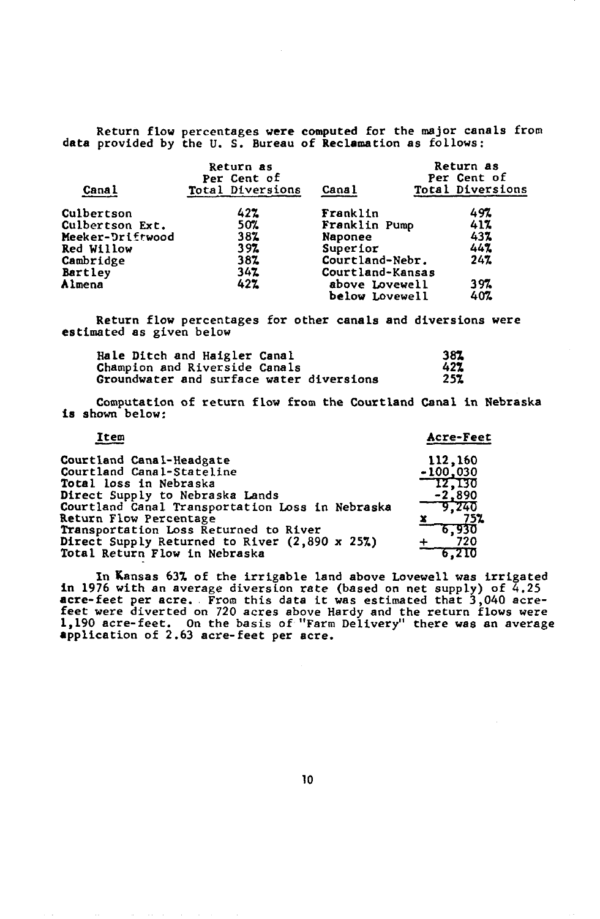Return flow percentages were computed for the major canals from data provided by the U. S. Bureau of Reclamation as follows:

| Canal | Return as Per Cent of Total Diversions | Canal | Return as Per Cent of Total Diversions |
|---|---|---|---|
| Culbertson | 42% | Franklin | 49% |
| Culbertson Ext. | 50% | Franklin Pump | 41% |
| Meeker-Driftwood | 38% | Naponee | 43% |
| Red Willow | 39% | Superior | 44% |
| Cambridge | 38% | Courtland-Nebr. | 24% |
| Bartley | 34% | Courtland-Kansas | |
| Almena | 42% | above Lovewell | 39% |
| | | below Lovewell | 40% |

Return flow percentages for other canals and diversions were estimated as given below

| | |
|---|---|
| Hale Ditch and Haigler Canal | 38% |
| Champion and Riverside Canals | 42% |
| Groundwater and surface water diversions | 25% |

Computation of return flow from the Courtland Canal in Nebraska is shown below:

| Item | Acre-Feet |
|---|---|
| Courtland Canal-Headgate | 112,160 |
| Courtland Canal-Stateline | -100,030 |
| Total loss in Nebraska | 12,130 |
| Direct Supply to Nebraska Lands | -2,890 |
| Courtland Canal Transportation Loss in Nebraska | 9,240 |
| Return Flow Percentage | x 75% |
| Transportation Loss Returned to River | 6,930 |
| Direct Supply Returned to River (2,890 x 25%) | + 720 |
| Total Return Flow in Nebraska | 6,210 |

In Kansas 63% of the irrigable land above Lovewell was irrigated in 1976 with an average diversion rate (based on net supply) of 4.25 acre-feet per acre. From this data it was estimated that 3,040 acre-feet were diverted on 720 acres above Hardy and the return flows were 1,190 acre-feet. On the basis of "Farm Delivery" there was an average application of 2.63 acre-feet per acre.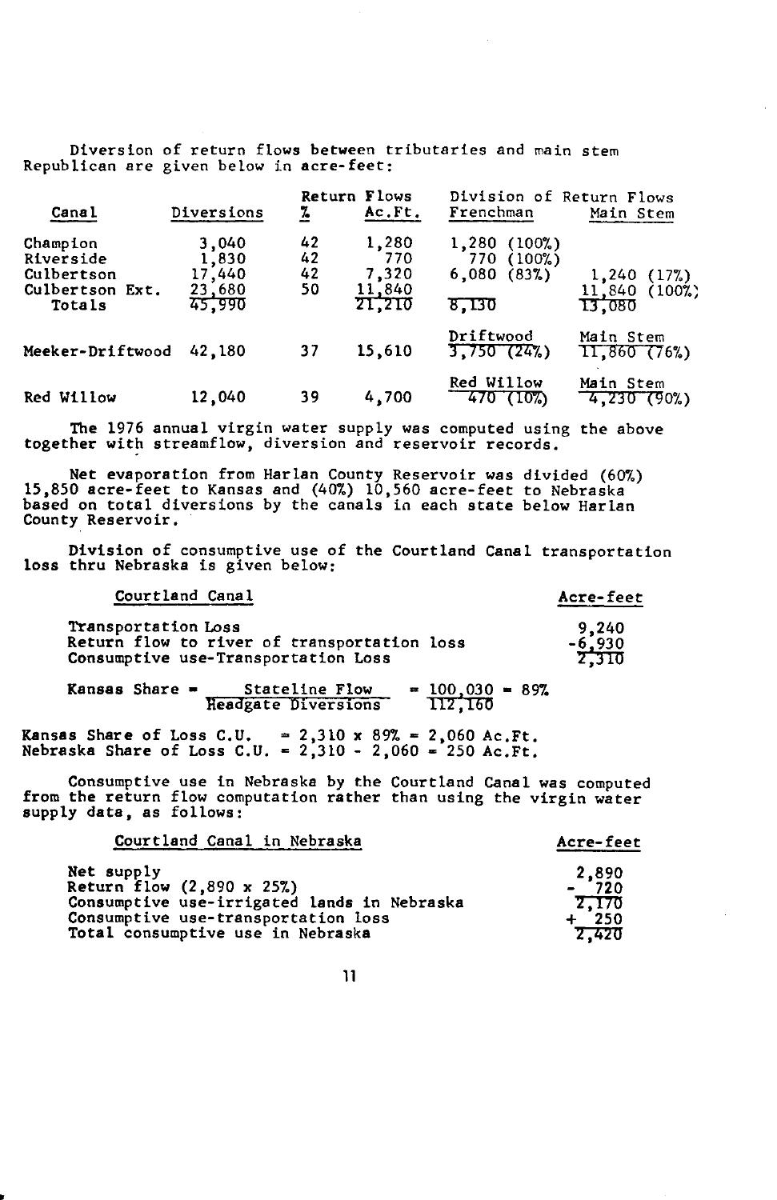Diversion of return flows between tributaries and main stem Republican are given below in acre-feet:

| Canal | Diversions | Return Flows % | Return Flows Ac.Ft. | Division of Return Flows Frenchman | Division of Return Flows Main Stem |
|---|---|---|---|---|---|
| Champion | 3,040 | 42 | 1,280 | 1,280 (100%) | |
| Riverside | 1,830 | 42 | 770 | 770 (100%) | |
| Culbertson | 17,440 | 42 | 7,320 | 6,080 (83%) | 1,240 (17%) |
| Culbertson Ext. | 23,680 | 50 | 11,840 | | 11,840 (100%) |
| Totals | 45,990 | | 21,210 | 8,130 | 13,080 |
| | | | | Driftwood | Main Stem |
| Meeker-Driftwood | 42,180 | 37 | 15,610 | 3,750 (24%) | 11,860 (76%) |
| | | | | Red Willow | Main Stem |
| Red Willow | 12,040 | 39 | 4,700 | 470 (10%) | 4,230 (90%) |

The 1976 annual virgin water supply was computed using the above together with streamflow, diversion and reservoir records.

Net evaporation from Harlan County Reservoir was divided (60%) 15,850 acre-feet to Kansas and (40%) 10,560 acre-feet to Nebraska based on total diversions by the canals in each state below Harlan County Reservoir.

Division of consumptive use of the Courtland Canal transportation loss thru Nebraska is given below:

| Courtland Canal | Acre-feet |
|---|---|
| Transportation Loss | 9,240 |
| Return flow to river of transportation loss | -6,930 |
| Consumptive use-Transportation Loss | 2,310 |

$$\text{Kansas Share} = \frac{\text{Stateline Flow}}{\text{Headgate Diversions}} = \frac{100{,}030}{112{,}160} = 89\%$$

Kansas Share of Loss C.U. = 2,310 x 89% = 2,060 Ac.Ft.
Nebraska Share of Loss C.U. = 2,310 - 2,060 = 250 Ac.Ft.

Consumptive use in Nebraska by the Courtland Canal was computed from the return flow computation rather than using the virgin water supply data, as follows:

| Courtland Canal in Nebraska | Acre-feet |
|---|---|
| Net supply | 2,890 |
| Return flow (2,890 x 25%) | - 720 |
| Consumptive use-irrigated lands in Nebraska | 2,170 |
| Consumptive use-transportation loss | + 250 |
| Total consumptive use in Nebraska | 2,420 |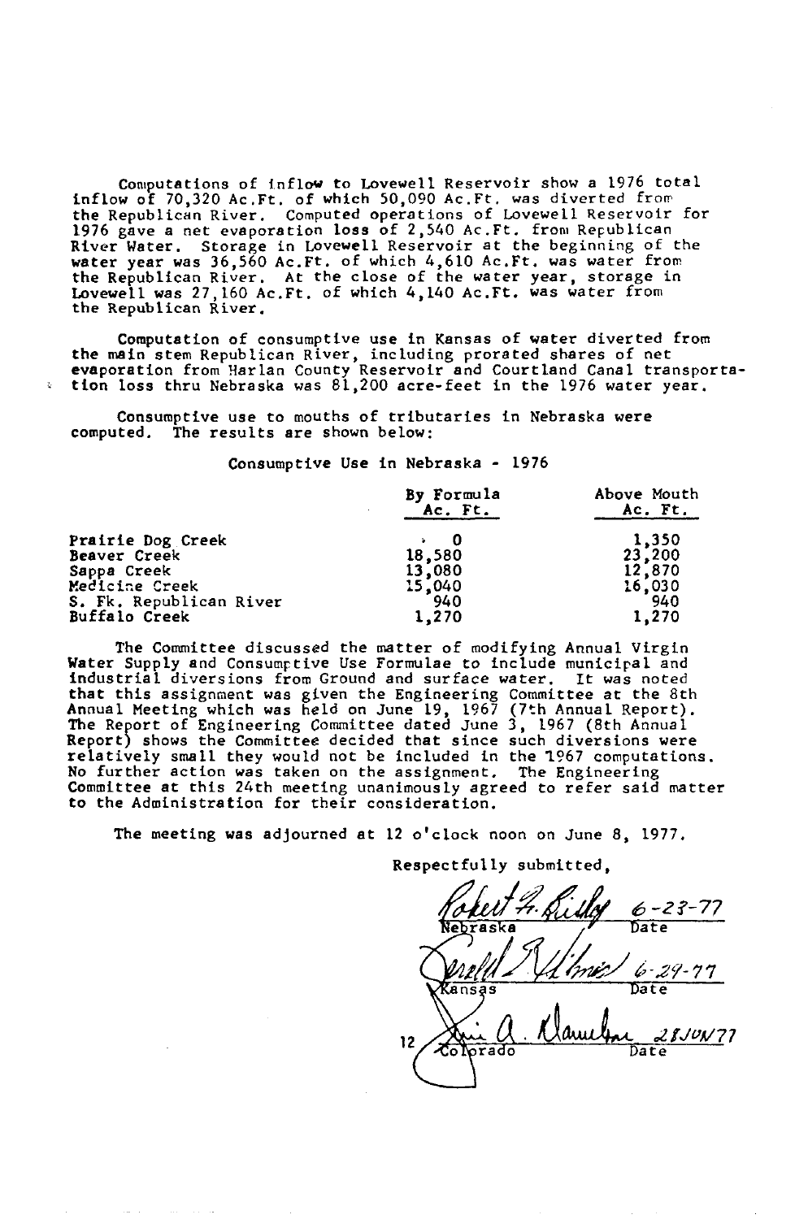Computations of inflow to Lovewell Reservoir show a 1976 total inflow of 70,320 Ac.Ft. of which 50,090 Ac.Ft. was diverted from the Republican River. Computed operations of Lovewell Reservoir for 1976 gave a net evaporation loss of 2,540 Ac.Ft. from Republican River Water. Storage in Lovewell Reservoir at the beginning of the water year was 36,560 Ac.Ft. of which 4,610 Ac.Ft. was water from the Republican River. At the close of the water year, storage in Lovewell was 27,160 Ac.Ft. of which 4,140 Ac.Ft. was water from the Republican River.

Computation of consumptive use in Kansas of water diverted from the main stem Republican River, including prorated shares of net evaporation from Harlan County Reservoir and Courtland Canal transportation loss thru Nebraska was 81,200 acre-feet in the 1976 water year.

Consumptive use to mouths of tributaries in Nebraska were computed. The results are shown below:

Consumptive Use in Nebraska - 1976

| | By Formula Ac. Ft. | Above Mouth Ac. Ft. |
|---|---|---|
| Prairie Dog Creek | 0 | 1,350 |
| Beaver Creek | 18,580 | 23,200 |
| Sappa Creek | 13,080 | 12,870 |
| Medicine Creek | 15,040 | 16,030 |
| S. Fk. Republican River | 940 | 940 |
| Buffalo Creek | 1,270 | 1,270 |

The Committee discussed the matter of modifying Annual Virgin Water Supply and Consumptive Use Formulae to include municipal and industrial diversions from Ground and surface water. It was noted that this assignment was given the Engineering Committee at the 8th Annual Meeting which was held on June 19, 1967 (7th Annual Report). The Report of Engineering Committee dated June 3, 1967 (8th Annual Report) shows the Committee decided that since such diversions were relatively small they would not be included in the 1967 computations. No further action was taken on the assignment. The Engineering Committee at this 24th meeting unanimously agreed to refer said matter to the Administration for their consideration.

The meeting was adjourned at 12 o'clock noon on June 8, 1977.

Respectfully submitted,

Robert F. Ridley — Nebraska — Date: 6-23-77

(signature) — Kansas — Date: 6-29-77

(signature) — Colorado — Date: 28JUN77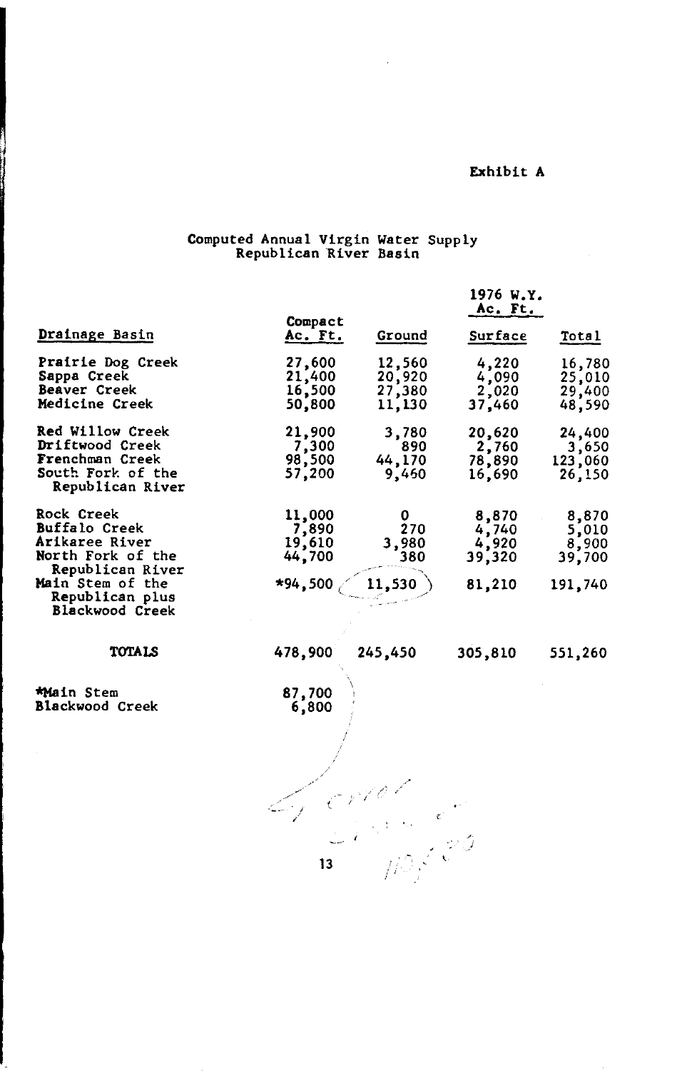Exhibit A

# Computed Annual Virgin Water Supply
## Republican River Basin

| Drainage Basin | Compact Ac. Ft. | 1976 W.Y. Ac. Ft. Ground | Surface | Total |
|---|---|---|---|---|
| Prairie Dog Creek | 27,600 | 12,560 | 4,220 | 16,780 |
| Sappa Creek | 21,400 | 20,920 | 4,090 | 25,010 |
| Beaver Creek | 16,500 | 27,380 | 2,020 | 29,400 |
| Medicine Creek | 50,800 | 11,130 | 37,460 | 48,590 |
| Red Willow Creek | 21,900 | 3,780 | 20,620 | 24,400 |
| Driftwood Creek | 7,300 | 890 | 2,760 | 3,650 |
| Frenchman Creek | 98,500 | 44,170 | 78,890 | 123,060 |
| South Fork of the Republican River | 57,200 | 9,460 | 16,690 | 26,150 |
| Rock Creek | 11,000 | 0 | 8,870 | 8,870 |
| Buffalo Creek | 7,890 | 270 | 4,740 | 5,010 |
| Arikaree River | 19,610 | 3,980 | 4,920 | 8,900 |
| North Fork of the Republican River | 44,700 | 380 | 39,320 | 39,700 |
| Main Stem of the Republican plus Blackwood Creek | *94,500 | 11,530 | 81,210 | 191,740 |
| **TOTALS** | 478,900 | 245,450 | 305,810 | 551,260 |

*Main Stem 87,700
Blackwood Creek 6,800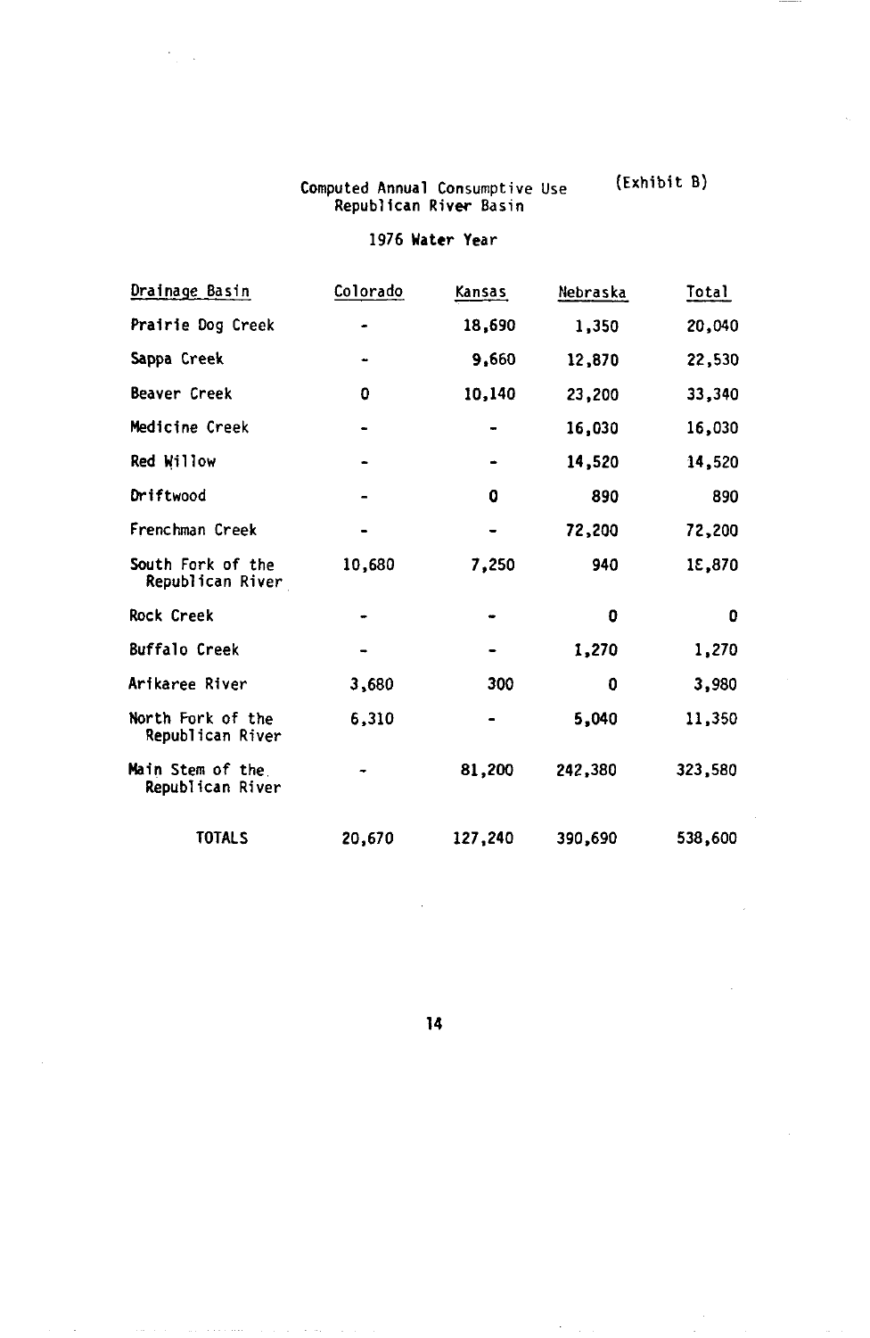Computed Annual Consumptive Use
Republican River Basin

(Exhibit B)

1976 Water Year

| Drainage Basin | Colorado | Kansas | Nebraska | Total |
|---|---|---|---|---|
| Prairie Dog Creek | - | 18,690 | 1,350 | 20,040 |
| Sappa Creek | - | 9,660 | 12,870 | 22,530 |
| Beaver Creek | 0 | 10,140 | 23,200 | 33,340 |
| Medicine Creek | - | - | 16,030 | 16,030 |
| Red Willow | - | - | 14,520 | 14,520 |
| Driftwood | - | 0 | 890 | 890 |
| Frenchman Creek | - | - | 72,200 | 72,200 |
| South Fork of the Republican River | 10,680 | 7,250 | 940 | 1E,870 |
| Rock Creek | - | - | 0 | 0 |
| Buffalo Creek | - | - | 1,270 | 1,270 |
| Arikaree River | 3,680 | 300 | 0 | 3,980 |
| North Fork of the Republican River | 6,310 | - | 5,040 | 11,350 |
| Main Stem of the Republican River | - | 81,200 | 242,380 | 323,580 |
| TOTALS | 20,670 | 127,240 | 390,690 | 538,600 |